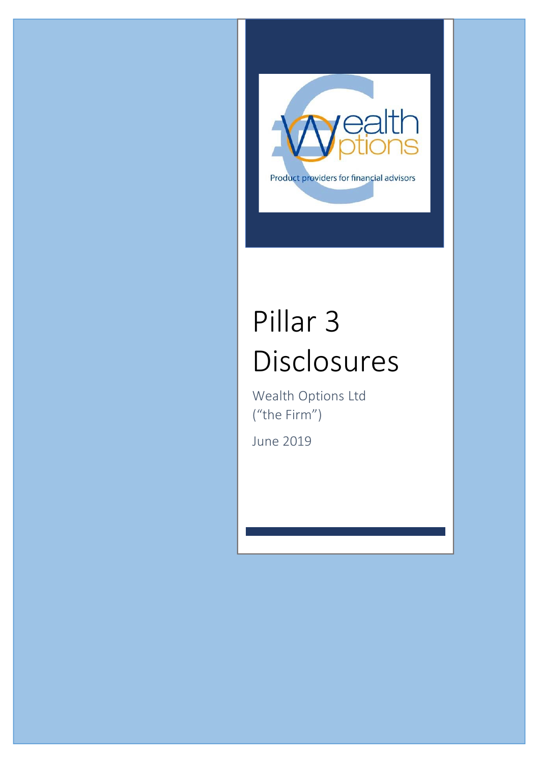Wealth Options

Product providers for financial advisors

# Pillar 3 Disclosures

Wealth Options Ltd
("the Firm")

June 2019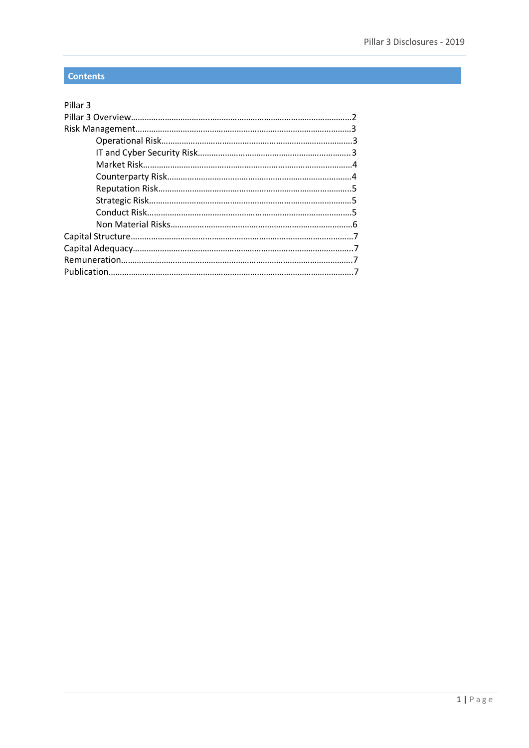## Contents

Pillar 3

Pillar 3 Overview……………………………………………………………………………………2

Risk Management……………………………………………………………………………………3

- Operational Risk……………………………………………………………………………3
- IT and Cyber Security Risk……………………………………………………………3
- Market Risk…………………………………………………………………………………4
- Counterparty Risk…………………………………………………………………………4
- Reputation Risk……………………………………………………………………………5
- Strategic Risk………………………………………………………………………………5
- Conduct Risk………………………………………………………………………………5
- Non Material Risks…………………………………………………………………………6

Capital Structure……………………………………………………………………………………7

Capital Adequacy……………………………………………………………………………………7

Remuneration…………………………………………………………………………………………7

Publication……………………………………………………………………………………………7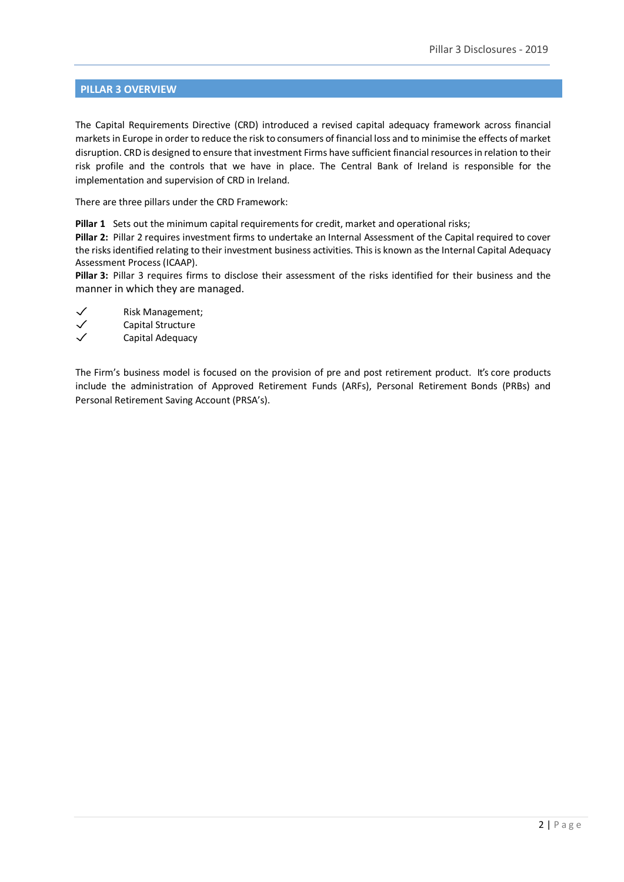## PILLAR 3 OVERVIEW

The Capital Requirements Directive (CRD) introduced a revised capital adequacy framework across financial markets in Europe in order to reduce the risk to consumers of financial loss and to minimise the effects of market disruption. CRD is designed to ensure that investment Firms have sufficient financial resources in relation to their risk profile and the controls that we have in place. The Central Bank of Ireland is responsible for the implementation and supervision of CRD in Ireland.

There are three pillars under the CRD Framework:

**Pillar 1** Sets out the minimum capital requirements for credit, market and operational risks;
**Pillar 2:** Pillar 2 requires investment firms to undertake an Internal Assessment of the Capital required to cover the risks identified relating to their investment business activities. This is known as the Internal Capital Adequacy Assessment Process (ICAAP).
**Pillar 3:** Pillar 3 requires firms to disclose their assessment of the risks identified for their business and the manner in which they are managed.

- ✓ Risk Management;
- ✓ Capital Structure
- ✓ Capital Adequacy

The Firm's business model is focused on the provision of pre and post retirement product. It's core products include the administration of Approved Retirement Funds (ARFs), Personal Retirement Bonds (PRBs) and Personal Retirement Saving Account (PRSA's).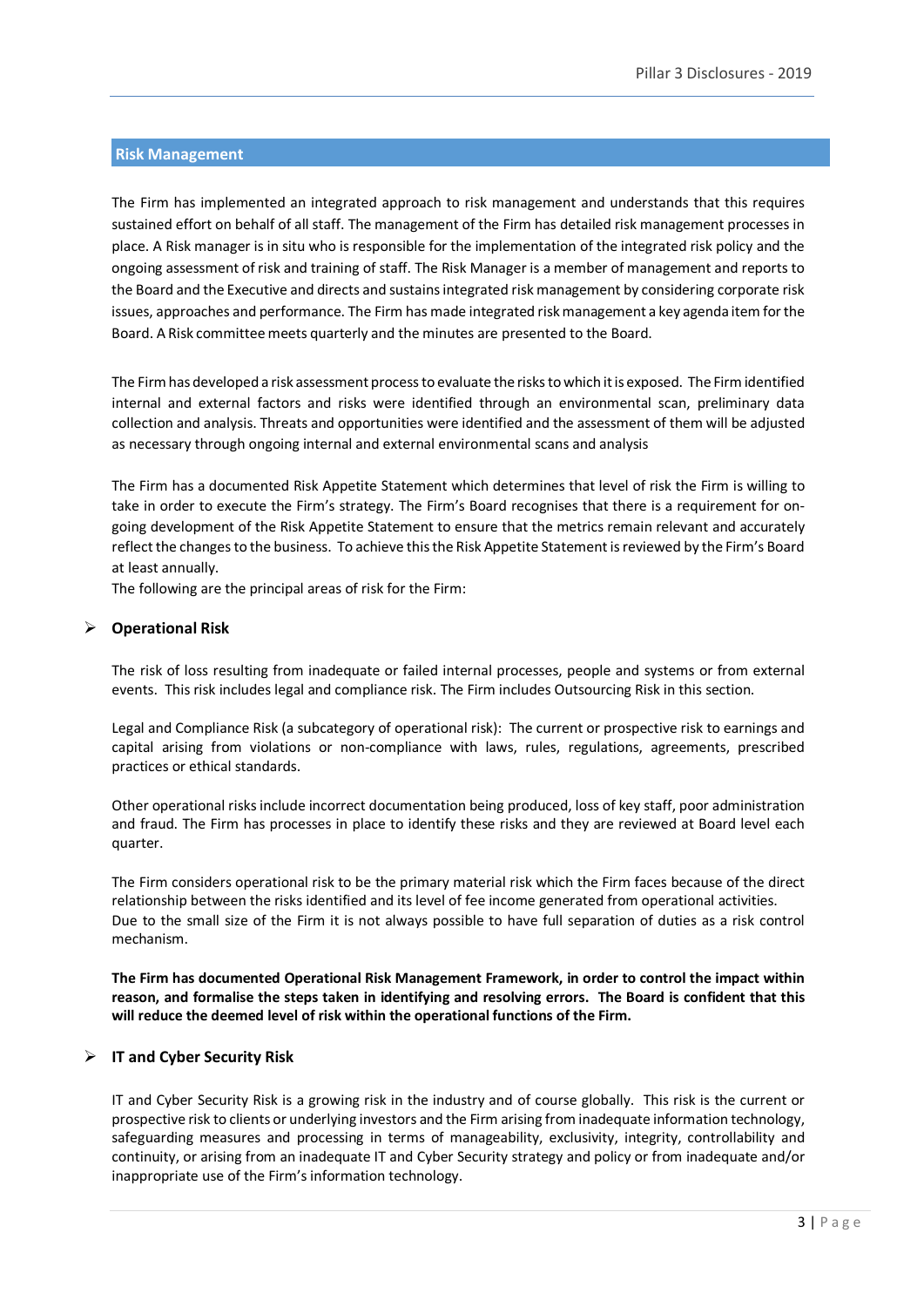## Risk Management

The Firm has implemented an integrated approach to risk management and understands that this requires sustained effort on behalf of all staff. The management of the Firm has detailed risk management processes in place. A Risk manager is in situ who is responsible for the implementation of the integrated risk policy and the ongoing assessment of risk and training of staff. The Risk Manager is a member of management and reports to the Board and the Executive and directs and sustains integrated risk management by considering corporate risk issues, approaches and performance. The Firm has made integrated risk management a key agenda item for the Board. A Risk committee meets quarterly and the minutes are presented to the Board.

The Firm has developed a risk assessment process to evaluate the risks to which it is exposed. The Firm identified internal and external factors and risks were identified through an environmental scan, preliminary data collection and analysis. Threats and opportunities were identified and the assessment of them will be adjusted as necessary through ongoing internal and external environmental scans and analysis

The Firm has a documented Risk Appetite Statement which determines that level of risk the Firm is willing to take in order to execute the Firm's strategy. The Firm's Board recognises that there is a requirement for on-going development of the Risk Appetite Statement to ensure that the metrics remain relevant and accurately reflect the changes to the business. To achieve this the Risk Appetite Statement is reviewed by the Firm's Board at least annually.

The following are the principal areas of risk for the Firm:

### Operational Risk

The risk of loss resulting from inadequate or failed internal processes, people and systems or from external events. This risk includes legal and compliance risk. The Firm includes Outsourcing Risk in this section.

Legal and Compliance Risk (a subcategory of operational risk): The current or prospective risk to earnings and capital arising from violations or non-compliance with laws, rules, regulations, agreements, prescribed practices or ethical standards.

Other operational risks include incorrect documentation being produced, loss of key staff, poor administration and fraud. The Firm has processes in place to identify these risks and they are reviewed at Board level each quarter.

The Firm considers operational risk to be the primary material risk which the Firm faces because of the direct relationship between the risks identified and its level of fee income generated from operational activities. Due to the small size of the Firm it is not always possible to have full separation of duties as a risk control mechanism.

**The Firm has documented Operational Risk Management Framework, in order to control the impact within reason, and formalise the steps taken in identifying and resolving errors. The Board is confident that this will reduce the deemed level of risk within the operational functions of the Firm.**

### IT and Cyber Security Risk

IT and Cyber Security Risk is a growing risk in the industry and of course globally. This risk is the current or prospective risk to clients or underlying investors and the Firm arising from inadequate information technology, safeguarding measures and processing in terms of manageability, exclusivity, integrity, controllability and continuity, or arising from an inadequate IT and Cyber Security strategy and policy or from inadequate and/or inappropriate use of the Firm's information technology.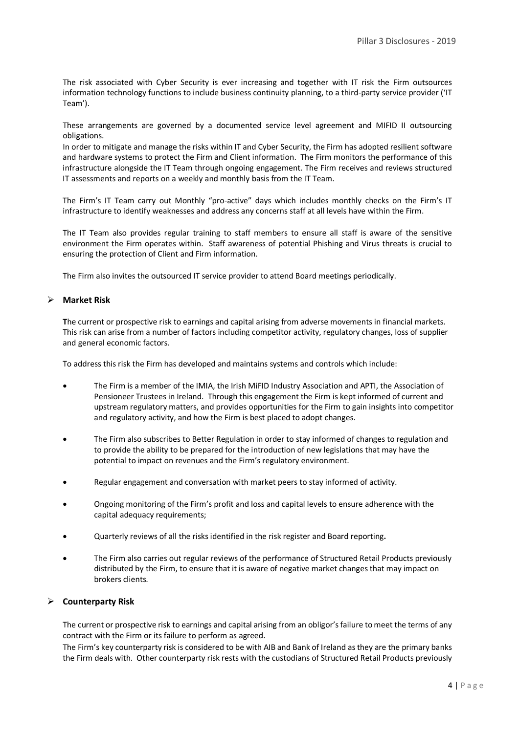The risk associated with Cyber Security is ever increasing and together with IT risk the Firm outsources information technology functions to include business continuity planning, to a third-party service provider ('IT Team').

These arrangements are governed by a documented service level agreement and MIFID II outsourcing obligations.

In order to mitigate and manage the risks within IT and Cyber Security, the Firm has adopted resilient software and hardware systems to protect the Firm and Client information. The Firm monitors the performance of this infrastructure alongside the IT Team through ongoing engagement. The Firm receives and reviews structured IT assessments and reports on a weekly and monthly basis from the IT Team.

The Firm's IT Team carry out Monthly "pro-active" days which includes monthly checks on the Firm's IT infrastructure to identify weaknesses and address any concerns staff at all levels have within the Firm.

The IT Team also provides regular training to staff members to ensure all staff is aware of the sensitive environment the Firm operates within. Staff awareness of potential Phishing and Virus threats is crucial to ensuring the protection of Client and Firm information.

The Firm also invites the outsourced IT service provider to attend Board meetings periodically.

- **Market Risk**

**T**he current or prospective risk to earnings and capital arising from adverse movements in financial markets. This risk can arise from a number of factors including competitor activity, regulatory changes, loss of supplier and general economic factors.

To address this risk the Firm has developed and maintains systems and controls which include:

- The Firm is a member of the IMIA, the Irish MiFID Industry Association and APTI, the Association of Pensioneer Trustees in Ireland. Through this engagement the Firm is kept informed of current and upstream regulatory matters, and provides opportunities for the Firm to gain insights into competitor and regulatory activity, and how the Firm is best placed to adopt changes.
- The Firm also subscribes to Better Regulation in order to stay informed of changes to regulation and to provide the ability to be prepared for the introduction of new legislations that may have the potential to impact on revenues and the Firm's regulatory environment.
- Regular engagement and conversation with market peers to stay informed of activity.
- Ongoing monitoring of the Firm's profit and loss and capital levels to ensure adherence with the capital adequacy requirements;
- Quarterly reviews of all the risks identified in the risk register and Board reporting**.**
- The Firm also carries out regular reviews of the performance of Structured Retail Products previously distributed by the Firm, to ensure that it is aware of negative market changes that may impact on brokers clients.

- **Counterparty Risk**

The current or prospective risk to earnings and capital arising from an obligor's failure to meet the terms of any contract with the Firm or its failure to perform as agreed.

The Firm's key counterparty risk is considered to be with AIB and Bank of Ireland as they are the primary banks the Firm deals with. Other counterparty risk rests with the custodians of Structured Retail Products previously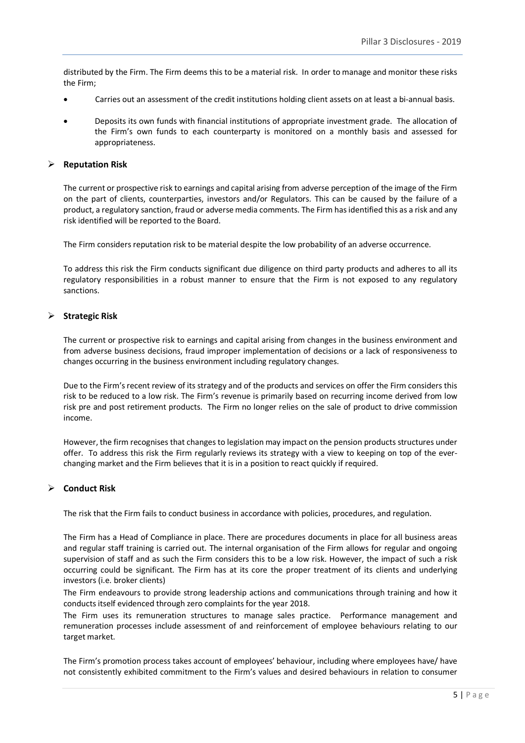distributed by the Firm. The Firm deems this to be a material risk. In order to manage and monitor these risks the Firm;

- Carries out an assessment of the credit institutions holding client assets on at least a bi-annual basis.
- Deposits its own funds with financial institutions of appropriate investment grade. The allocation of the Firm's own funds to each counterparty is monitored on a monthly basis and assessed for appropriateness.

### Reputation Risk

The current or prospective risk to earnings and capital arising from adverse perception of the image of the Firm on the part of clients, counterparties, investors and/or Regulators. This can be caused by the failure of a product, a regulatory sanction, fraud or adverse media comments. The Firm has identified this as a risk and any risk identified will be reported to the Board.

The Firm considers reputation risk to be material despite the low probability of an adverse occurrence.

To address this risk the Firm conducts significant due diligence on third party products and adheres to all its regulatory responsibilities in a robust manner to ensure that the Firm is not exposed to any regulatory sanctions.

### Strategic Risk

The current or prospective risk to earnings and capital arising from changes in the business environment and from adverse business decisions, fraud improper implementation of decisions or a lack of responsiveness to changes occurring in the business environment including regulatory changes.

Due to the Firm's recent review of its strategy and of the products and services on offer the Firm considers this risk to be reduced to a low risk. The Firm's revenue is primarily based on recurring income derived from low risk pre and post retirement products. The Firm no longer relies on the sale of product to drive commission income.

However, the firm recognises that changes to legislation may impact on the pension products structures under offer. To address this risk the Firm regularly reviews its strategy with a view to keeping on top of the ever-changing market and the Firm believes that it is in a position to react quickly if required.

### Conduct Risk

The risk that the Firm fails to conduct business in accordance with policies, procedures, and regulation.

The Firm has a Head of Compliance in place. There are procedures documents in place for all business areas and regular staff training is carried out. The internal organisation of the Firm allows for regular and ongoing supervision of staff and as such the Firm considers this to be a low risk. However, the impact of such a risk occurring could be significant. The Firm has at its core the proper treatment of its clients and underlying investors (i.e. broker clients)

The Firm endeavours to provide strong leadership actions and communications through training and how it conducts itself evidenced through zero complaints for the year 2018.

The Firm uses its remuneration structures to manage sales practice. Performance management and remuneration processes include assessment of and reinforcement of employee behaviours relating to our target market.

The Firm's promotion process takes account of employees' behaviour, including where employees have/ have not consistently exhibited commitment to the Firm's values and desired behaviours in relation to consumer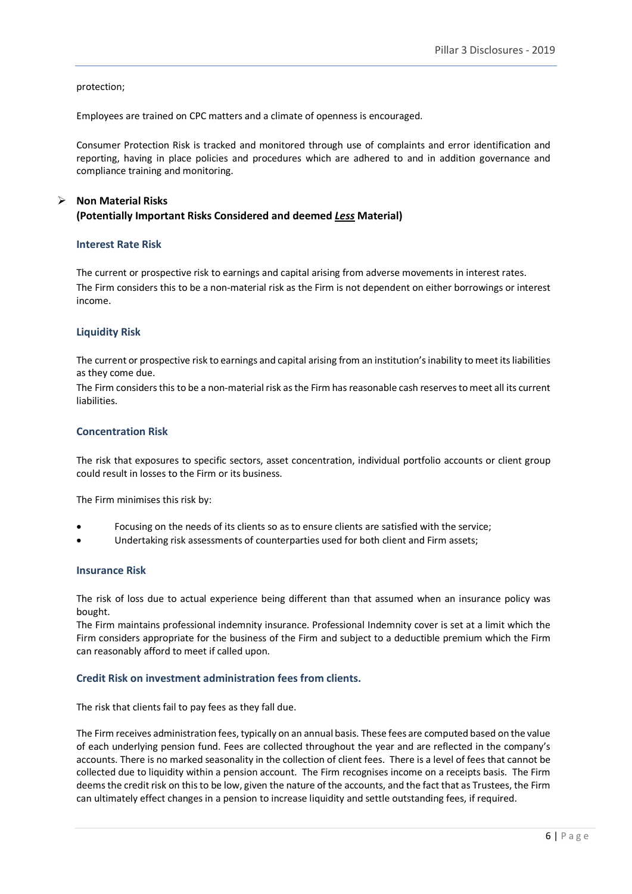protection;

Employees are trained on CPC matters and a climate of openness is encouraged.

Consumer Protection Risk is tracked and monitored through use of complaints and error identification and reporting, having in place policies and procedures which are adhered to and in addition governance and compliance training and monitoring.

- **Non Material Risks**
  **(Potentially Important Risks Considered and deemed *<u>Less</u>* Material)**

### Interest Rate Risk

The current or prospective risk to earnings and capital arising from adverse movements in interest rates.
The Firm considers this to be a non-material risk as the Firm is not dependent on either borrowings or interest income.

### Liquidity Risk

The current or prospective risk to earnings and capital arising from an institution's inability to meet its liabilities as they come due.
The Firm considers this to be a non-material risk as the Firm has reasonable cash reserves to meet all its current liabilities.

### Concentration Risk

The risk that exposures to specific sectors, asset concentration, individual portfolio accounts or client group could result in losses to the Firm or its business.

The Firm minimises this risk by:

- Focusing on the needs of its clients so as to ensure clients are satisfied with the service;
- Undertaking risk assessments of counterparties used for both client and Firm assets;

### Insurance Risk

The risk of loss due to actual experience being different than that assumed when an insurance policy was bought.
The Firm maintains professional indemnity insurance. Professional Indemnity cover is set at a limit which the Firm considers appropriate for the business of the Firm and subject to a deductible premium which the Firm can reasonably afford to meet if called upon.

### Credit Risk on investment administration fees from clients.

The risk that clients fail to pay fees as they fall due.

The Firm receives administration fees, typically on an annual basis. These fees are computed based on the value of each underlying pension fund. Fees are collected throughout the year and are reflected in the company's accounts. There is no marked seasonality in the collection of client fees. There is a level of fees that cannot be collected due to liquidity within a pension account. The Firm recognises income on a receipts basis. The Firm deems the credit risk on this to be low, given the nature of the accounts, and the fact that as Trustees, the Firm can ultimately effect changes in a pension to increase liquidity and settle outstanding fees, if required.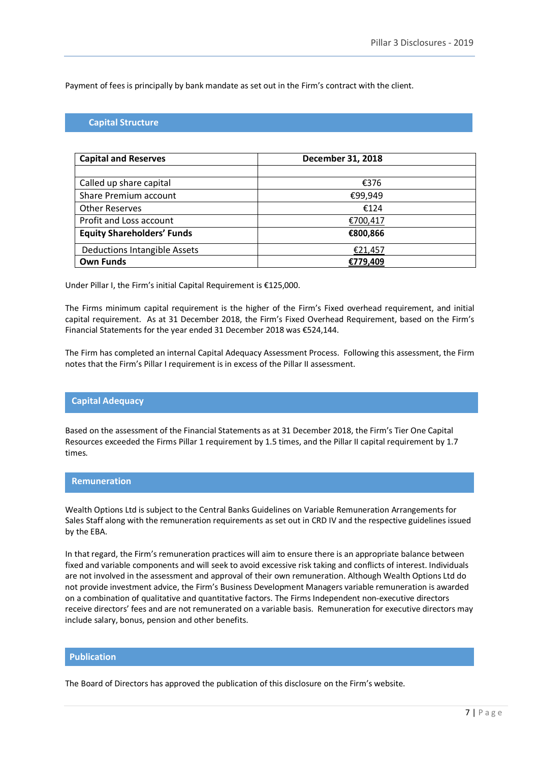Payment of fees is principally by bank mandate as set out in the Firm's contract with the client.

## Capital Structure

| Capital and Reserves | December 31, 2018 |
|---|---|
| | |
| Called up share capital | €376 |
| Share Premium account | €99,949 |
| Other Reserves | €124 |
| Profit and Loss account | €700,417 |
| **Equity Shareholders' Funds** | **€800,866** |
| Deductions Intangible Assets | €21,457 |
| **Own Funds** | **€779,409** |

Under Pillar I, the Firm's initial Capital Requirement is €125,000.

The Firms minimum capital requirement is the higher of the Firm's Fixed overhead requirement, and initial capital requirement. As at 31 December 2018, the Firm's Fixed Overhead Requirement, based on the Firm's Financial Statements for the year ended 31 December 2018 was €524,144.

The Firm has completed an internal Capital Adequacy Assessment Process. Following this assessment, the Firm notes that the Firm's Pillar I requirement is in excess of the Pillar II assessment.

## Capital Adequacy

Based on the assessment of the Financial Statements as at 31 December 2018, the Firm's Tier One Capital Resources exceeded the Firms Pillar 1 requirement by 1.5 times, and the Pillar II capital requirement by 1.7 times.

## Remuneration

Wealth Options Ltd is subject to the Central Banks Guidelines on Variable Remuneration Arrangements for Sales Staff along with the remuneration requirements as set out in CRD IV and the respective guidelines issued by the EBA.

In that regard, the Firm's remuneration practices will aim to ensure there is an appropriate balance between fixed and variable components and will seek to avoid excessive risk taking and conflicts of interest. Individuals are not involved in the assessment and approval of their own remuneration. Although Wealth Options Ltd do not provide investment advice, the Firm's Business Development Managers variable remuneration is awarded on a combination of qualitative and quantitative factors. The Firms Independent non-executive directors receive directors' fees and are not remunerated on a variable basis. Remuneration for executive directors may include salary, bonus, pension and other benefits.

## Publication

The Board of Directors has approved the publication of this disclosure on the Firm's website.